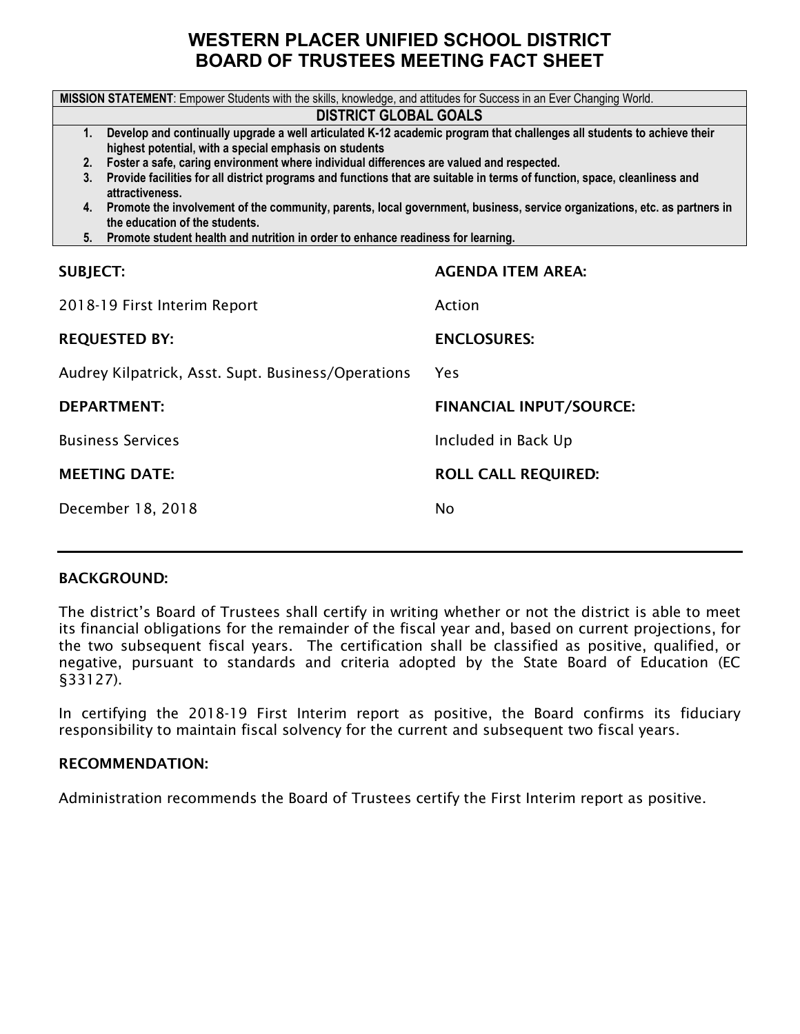# WESTERN PLACER UNIFIED SCHOOL DISTRICT
# BOARD OF TRUSTEES MEETING FACT SHEET

**MISSION STATEMENT**: Empower Students with the skills, knowledge, and attitudes for Success in an Ever Changing World.

**DISTRICT GLOBAL GOALS**

1. **Develop and continually upgrade a well articulated K-12 academic program that challenges all students to achieve their highest potential, with a special emphasis on students**
2. **Foster a safe, caring environment where individual differences are valued and respected.**
3. **Provide facilities for all district programs and functions that are suitable in terms of function, space, cleanliness and attractiveness.**
4. **Promote the involvement of the community, parents, local government, business, service organizations, etc. as partners in the education of the students.**
5. **Promote student health and nutrition in order to enhance readiness for learning.**

| SUBJECT: | AGENDA ITEM AREA: |
|---|---|
| 2018-19 First Interim Report | Action |
| **REQUESTED BY:** | **ENCLOSURES:** |
| Audrey Kilpatrick, Asst. Supt. Business/Operations | Yes |
| **DEPARTMENT:** | **FINANCIAL INPUT/SOURCE:** |
| Business Services | Included in Back Up |
| **MEETING DATE:** | **ROLL CALL REQUIRED:** |
| December 18, 2018 | No |

## BACKGROUND:

The district's Board of Trustees shall certify in writing whether or not the district is able to meet its financial obligations for the remainder of the fiscal year and, based on current projections, for the two subsequent fiscal years. The certification shall be classified as positive, qualified, or negative, pursuant to standards and criteria adopted by the State Board of Education (EC §33127).

In certifying the 2018-19 First Interim report as positive, the Board confirms its fiduciary responsibility to maintain fiscal solvency for the current and subsequent two fiscal years.

## RECOMMENDATION:

Administration recommends the Board of Trustees certify the First Interim report as positive.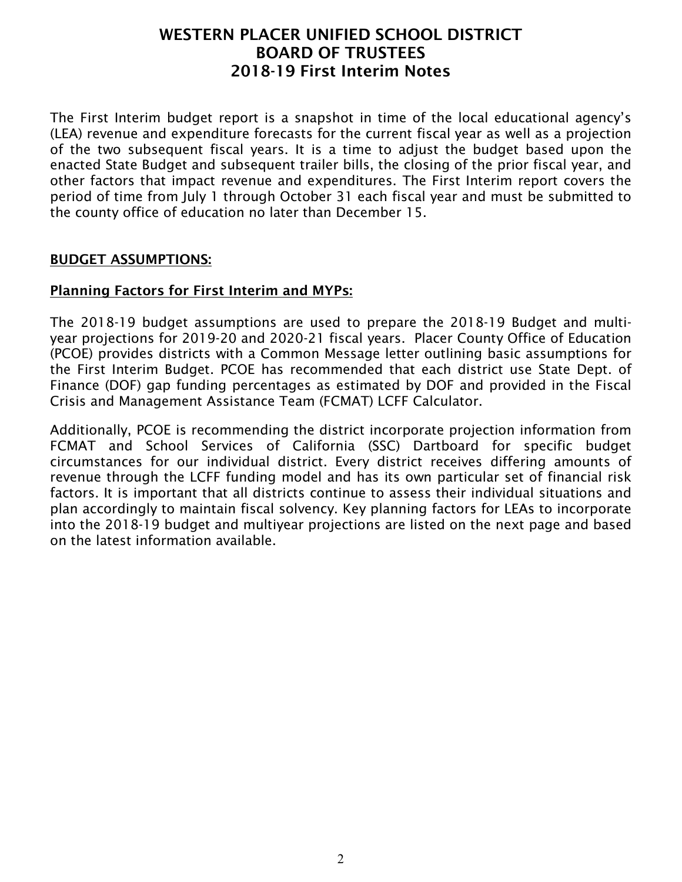# WESTERN PLACER UNIFIED SCHOOL DISTRICT
# BOARD OF TRUSTEES
# 2018-19 First Interim Notes

The First Interim budget report is a snapshot in time of the local educational agency's (LEA) revenue and expenditure forecasts for the current fiscal year as well as a projection of the two subsequent fiscal years. It is a time to adjust the budget based upon the enacted State Budget and subsequent trailer bills, the closing of the prior fiscal year, and other factors that impact revenue and expenditures. The First Interim report covers the period of time from July 1 through October 31 each fiscal year and must be submitted to the county office of education no later than December 15.

## BUDGET ASSUMPTIONS:

### Planning Factors for First Interim and MYPs:

The 2018-19 budget assumptions are used to prepare the 2018-19 Budget and multi-year projections for 2019-20 and 2020-21 fiscal years. Placer County Office of Education (PCOE) provides districts with a Common Message letter outlining basic assumptions for the First Interim Budget. PCOE has recommended that each district use State Dept. of Finance (DOF) gap funding percentages as estimated by DOF and provided in the Fiscal Crisis and Management Assistance Team (FCMAT) LCFF Calculator.

Additionally, PCOE is recommending the district incorporate projection information from FCMAT and School Services of California (SSC) Dartboard for specific budget circumstances for our individual district. Every district receives differing amounts of revenue through the LCFF funding model and has its own particular set of financial risk factors. It is important that all districts continue to assess their individual situations and plan accordingly to maintain fiscal solvency. Key planning factors for LEAs to incorporate into the 2018-19 budget and multiyear projections are listed on the next page and based on the latest information available.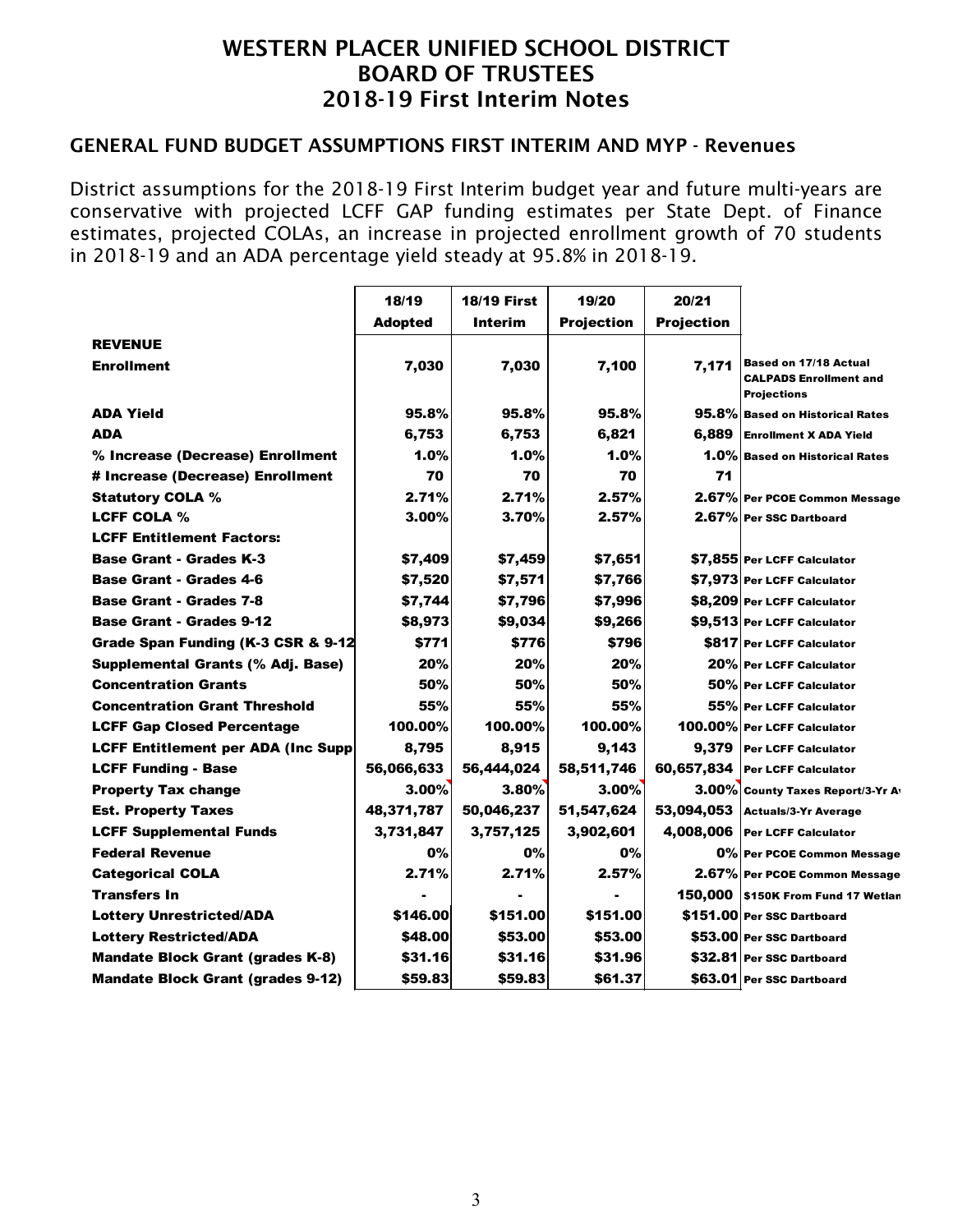# WESTERN PLACER UNIFIED SCHOOL DISTRICT
# BOARD OF TRUSTEES
# 2018-19 First Interim Notes

## GENERAL FUND BUDGET ASSUMPTIONS FIRST INTERIM AND MYP - Revenues

District assumptions for the 2018-19 First Interim budget year and future multi-years are conservative with projected LCFF GAP funding estimates per State Dept. of Finance estimates, projected COLAs, an increase in projected enrollment growth of 70 students in 2018-19 and an ADA percentage yield steady at 95.8% in 2018-19.

| | 18/19 Adopted | 18/19 First Interim | 19/20 Projection | 20/21 Projection | |
|---|---|---|---|---|---|
| **REVENUE** | | | | | |
| **Enrollment** | 7,030 | 7,030 | 7,100 | 7,171 | Based on 17/18 Actual CALPADS Enrollment and Projections |
| **ADA Yield** | 95.8% | 95.8% | 95.8% | 95.8% | Based on Historical Rates |
| **ADA** | 6,753 | 6,753 | 6,821 | 6,889 | Enrollment X ADA Yield |
| **% Increase (Decrease) Enrollment** | 1.0% | 1.0% | 1.0% | 1.0% | Based on Historical Rates |
| **# Increase (Decrease) Enrollment** | 70 | 70 | 70 | 71 | |
| **Statutory COLA %** | 2.71% | 2.71% | 2.57% | 2.67% | Per PCOE Common Message |
| **LCFF COLA %** | 3.00% | 3.70% | 2.57% | 2.67% | Per SSC Dartboard |
| **LCFF Entitlement Factors:** | | | | | |
| **Base Grant - Grades K-3** | $7,409 | $7,459 | $7,651 | $7,855 | Per LCFF Calculator |
| **Base Grant - Grades 4-6** | $7,520 | $7,571 | $7,766 | $7,973 | Per LCFF Calculator |
| **Base Grant - Grades 7-8** | $7,744 | $7,796 | $7,996 | $8,209 | Per LCFF Calculator |
| **Base Grant - Grades 9-12** | $8,973 | $9,034 | $9,266 | $9,513 | Per LCFF Calculator |
| **Grade Span Funding (K-3 CSR & 9-12** | $771 | $776 | $796 | $817 | Per LCFF Calculator |
| **Supplemental Grants (% Adj. Base)** | 20% | 20% | 20% | 20% | Per LCFF Calculator |
| **Concentration Grants** | 50% | 50% | 50% | 50% | Per LCFF Calculator |
| **Concentration Grant Threshold** | 55% | 55% | 55% | 55% | Per LCFF Calculator |
| **LCFF Gap Closed Percentage** | 100.00% | 100.00% | 100.00% | 100.00% | Per LCFF Calculator |
| **LCFF Entitlement per ADA (Inc Supp** | 8,795 | 8,915 | 9,143 | 9,379 | Per LCFF Calculator |
| **LCFF Funding - Base** | 56,066,633 | 56,444,024 | 58,511,746 | 60,657,834 | Per LCFF Calculator |
| **Property Tax change** | 3.00% | 3.80% | 3.00% | 3.00% | County Taxes Report/3-Yr A |
| **Est. Property Taxes** | 48,371,787 | 50,046,237 | 51,547,624 | 53,094,053 | Actuals/3-Yr Average |
| **LCFF Supplemental Funds** | 3,731,847 | 3,757,125 | 3,902,601 | 4,008,006 | Per LCFF Calculator |
| **Federal Revenue** | 0% | 0% | 0% | 0% | Per PCOE Common Message |
| **Categorical COLA** | 2.71% | 2.71% | 2.57% | 2.67% | Per PCOE Common Message |
| **Transfers In** | - | - | - | 150,000 | $150K From Fund 17 Wetlan |
| **Lottery Unrestricted/ADA** | $146.00 | $151.00 | $151.00 | $151.00 | Per SSC Dartboard |
| **Lottery Restricted/ADA** | $48.00 | $53.00 | $53.00 | $53.00 | Per SSC Dartboard |
| **Mandate Block Grant (grades K-8)** | $31.16 | $31.16 | $31.96 | $32.81 | Per SSC Dartboard |
| **Mandate Block Grant (grades 9-12)** | $59.83 | $59.83 | $61.37 | $63.01 | Per SSC Dartboard |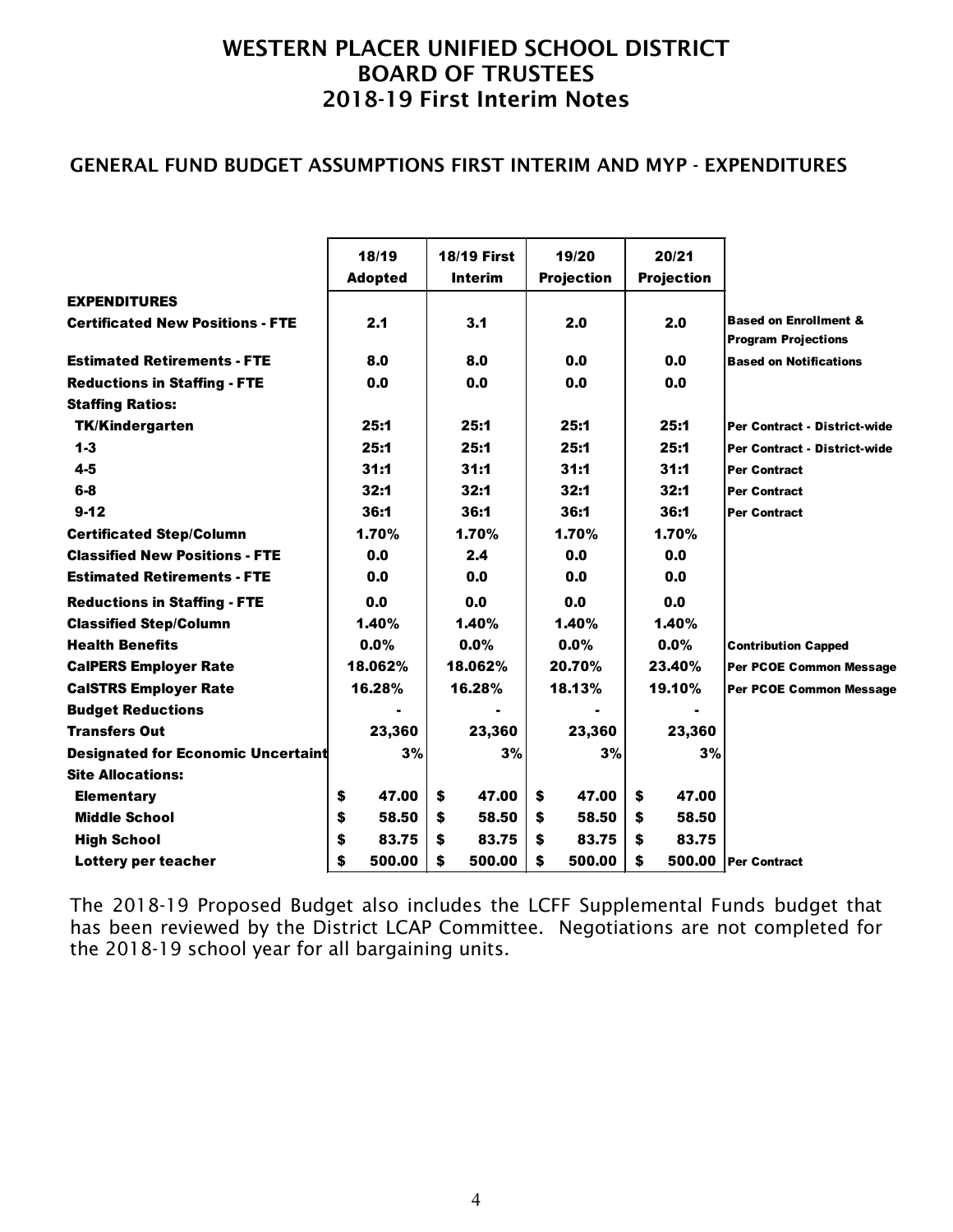# WESTERN PLACER UNIFIED SCHOOL DISTRICT
# BOARD OF TRUSTEES
# 2018-19 First Interim Notes

## GENERAL FUND BUDGET ASSUMPTIONS FIRST INTERIM AND MYP - EXPENDITURES

| | 18/19 Adopted | 18/19 First Interim | 19/20 Projection | 20/21 Projection | |
|---|---|---|---|---|---|
| **EXPENDITURES** | | | | | |
| **Certificated New Positions - FTE** | 2.1 | 3.1 | 2.0 | 2.0 | Based on Enrollment & Program Projections |
| **Estimated Retirements - FTE** | 8.0 | 8.0 | 0.0 | 0.0 | Based on Notifications |
| **Reductions in Staffing - FTE** | 0.0 | 0.0 | 0.0 | 0.0 | |
| **Staffing Ratios:** | | | | | |
| TK/Kindergarten | 25:1 | 25:1 | 25:1 | 25:1 | Per Contract - District-wide |
| 1-3 | 25:1 | 25:1 | 25:1 | 25:1 | Per Contract - District-wide |
| 4-5 | 31:1 | 31:1 | 31:1 | 31:1 | Per Contract |
| 6-8 | 32:1 | 32:1 | 32:1 | 32:1 | Per Contract |
| 9-12 | 36:1 | 36:1 | 36:1 | 36:1 | Per Contract |
| **Certificated Step/Column** | 1.70% | 1.70% | 1.70% | 1.70% | |
| **Classified New Positions - FTE** | 0.0 | 2.4 | 0.0 | 0.0 | |
| **Estimated Retirements - FTE** | 0.0 | 0.0 | 0.0 | 0.0 | |
| **Reductions in Staffing - FTE** | 0.0 | 0.0 | 0.0 | 0.0 | |
| **Classified Step/Column** | 1.40% | 1.40% | 1.40% | 1.40% | |
| **Health Benefits** | 0.0% | 0.0% | 0.0% | 0.0% | Contribution Capped |
| **CalPERS Employer Rate** | 18.062% | 18.062% | 20.70% | 23.40% | Per PCOE Common Message |
| **CalSTRS Employer Rate** | 16.28% | 16.28% | 18.13% | 19.10% | Per PCOE Common Message |
| **Budget Reductions** | - | - | - | - | |
| **Transfers Out** | 23,360 | 23,360 | 23,360 | 23,360 | |
| **Designated for Economic Uncertaint** | 3% | 3% | 3% | 3% | |
| **Site Allocations:** | | | | | |
| Elementary | $ 47.00 | $ 47.00 | $ 47.00 | $ 47.00 | |
| Middle School | $ 58.50 | $ 58.50 | $ 58.50 | $ 58.50 | |
| High School | $ 83.75 | $ 83.75 | $ 83.75 | $ 83.75 | |
| Lottery per teacher | $ 500.00 | $ 500.00 | $ 500.00 | $ 500.00 | Per Contract |

The 2018-19 Proposed Budget also includes the LCFF Supplemental Funds budget that has been reviewed by the District LCAP Committee. Negotiations are not completed for the 2018-19 school year for all bargaining units.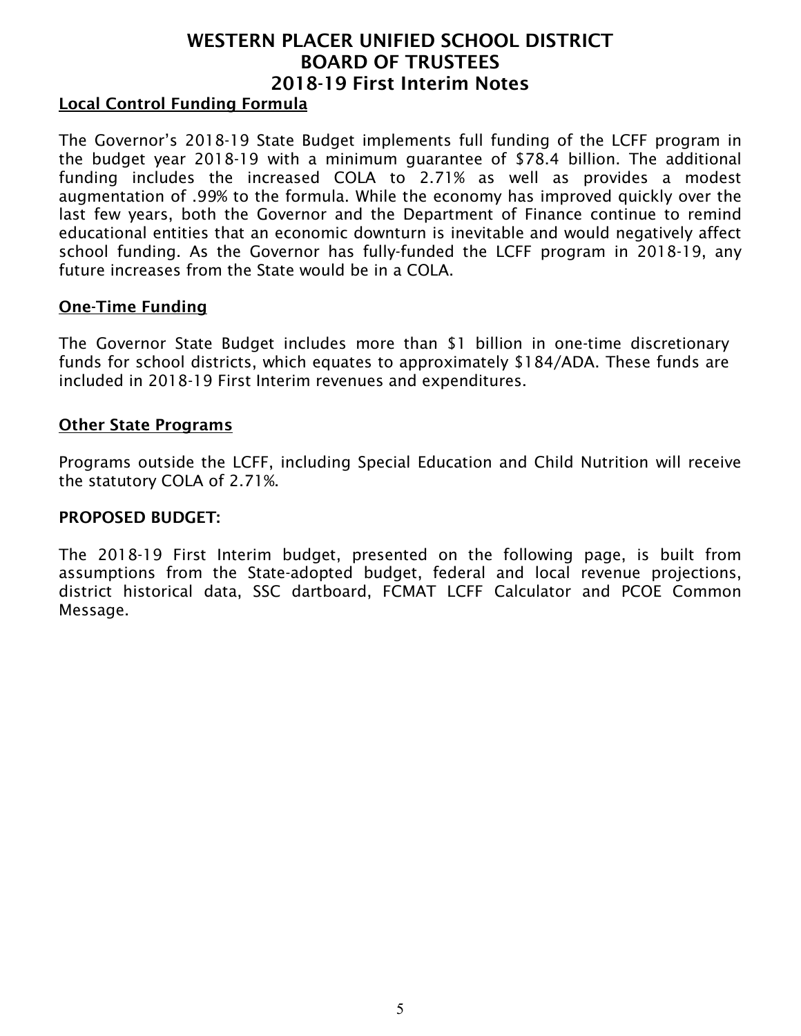# WESTERN PLACER UNIFIED SCHOOL DISTRICT
# BOARD OF TRUSTEES
# 2018-19 First Interim Notes

## Local Control Funding Formula

The Governor's 2018-19 State Budget implements full funding of the LCFF program in the budget year 2018-19 with a minimum guarantee of $78.4 billion. The additional funding includes the increased COLA to 2.71% as well as provides a modest augmentation of .99% to the formula. While the economy has improved quickly over the last few years, both the Governor and the Department of Finance continue to remind educational entities that an economic downturn is inevitable and would negatively affect school funding. As the Governor has fully-funded the LCFF program in 2018-19, any future increases from the State would be in a COLA.

## One-Time Funding

The Governor State Budget includes more than $1 billion in one-time discretionary funds for school districts, which equates to approximately $184/ADA. These funds are included in 2018-19 First Interim revenues and expenditures.

## Other State Programs

Programs outside the LCFF, including Special Education and Child Nutrition will receive the statutory COLA of 2.71%.

**PROPOSED BUDGET:**

The 2018-19 First Interim budget, presented on the following page, is built from assumptions from the State-adopted budget, federal and local revenue projections, district historical data, SSC dartboard, FCMAT LCFF Calculator and PCOE Common Message.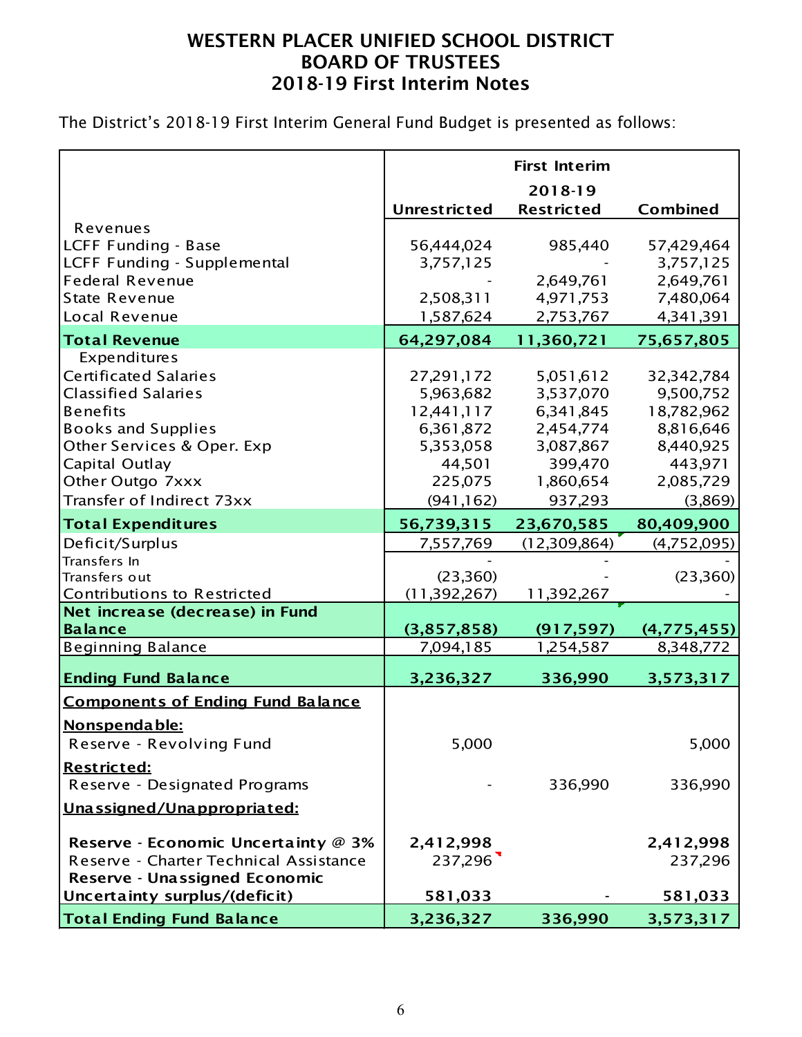# WESTERN PLACER UNIFIED SCHOOL DISTRICT
# BOARD OF TRUSTEES
# 2018-19 First Interim Notes

The District's 2018-19 First Interim General Fund Budget is presented as follows:

| | First Interim 2018-19 | | |
|---|---|---|---|
| | **Unrestricted** | **Restricted** | **Combined** |
| Revenues | | | |
| LCFF Funding - Base | 56,444,024 | 985,440 | 57,429,464 |
| LCFF Funding - Supplemental | 3,757,125 | - | 3,757,125 |
| Federal Revenue | - | 2,649,761 | 2,649,761 |
| State Revenue | 2,508,311 | 4,971,753 | 7,480,064 |
| Local Revenue | 1,587,624 | 2,753,767 | 4,341,391 |
| **Total Revenue** | **64,297,084** | **11,360,721** | **75,657,805** |
| Expenditures | | | |
| Certificated Salaries | 27,291,172 | 5,051,612 | 32,342,784 |
| Classified Salaries | 5,963,682 | 3,537,070 | 9,500,752 |
| Benefits | 12,441,117 | 6,341,845 | 18,782,962 |
| Books and Supplies | 6,361,872 | 2,454,774 | 8,816,646 |
| Other Services & Oper. Exp | 5,353,058 | 3,087,867 | 8,440,925 |
| Capital Outlay | 44,501 | 399,470 | 443,971 |
| Other Outgo 7xxx | 225,075 | 1,860,654 | 2,085,729 |
| Transfer of Indirect 73xx | (941,162) | 937,293 | (3,869) |
| **Total Expenditures** | **56,739,315** | **23,670,585** | **80,409,900** |
| Deficit/Surplus | 7,557,769 | (12,309,864) | (4,752,095) |
| Transfers In | - | - | - |
| Transfers out | (23,360) | - | (23,360) |
| Contributions to Restricted | (11,392,267) | 11,392,267 | - |
| **Net increase (decrease) in Fund Balance** | **(3,857,858)** | **(917,597)** | **(4,775,455)** |
| Beginning Balance | 7,094,185 | 1,254,587 | 8,348,772 |
| **Ending Fund Balance** | **3,236,327** | **336,990** | **3,573,317** |
| **Components of Ending Fund Balance** | | | |
| **Nonspendable:** | | | |
| Reserve - Revolving Fund | 5,000 | | 5,000 |
| **Restricted:** | | | |
| Reserve - Designated Programs | - | 336,990 | 336,990 |
| **Unassigned/Unappropriated:** | | | |
| **Reserve - Economic Uncertainty @ 3%** | **2,412,998** | | **2,412,998** |
| Reserve - Charter Technical Assistance | 237,296 | | 237,296 |
| **Reserve - Unassigned Economic Uncertainty surplus/(deficit)** | **581,033** | - | **581,033** |
| **Total Ending Fund Balance** | **3,236,327** | **336,990** | **3,573,317** |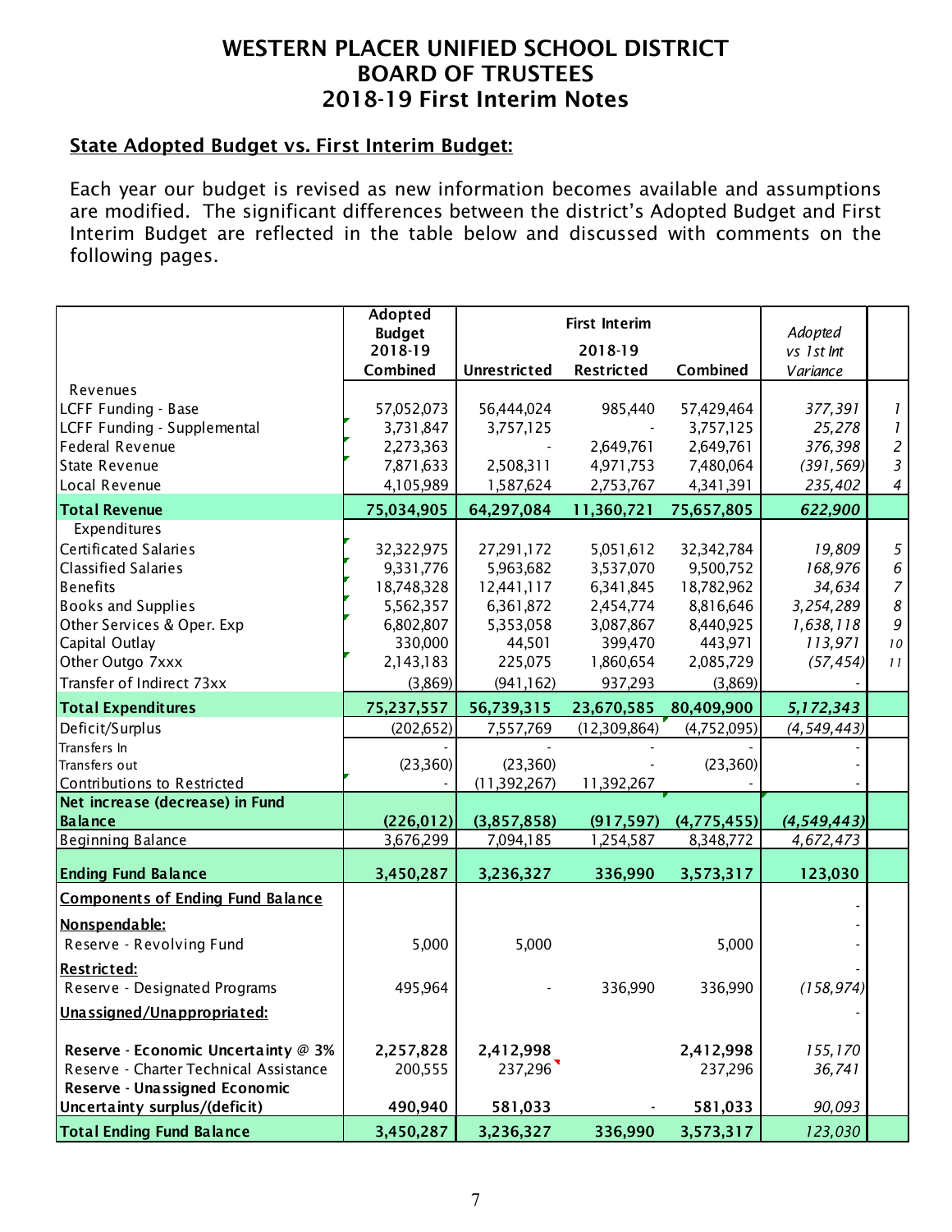# WESTERN PLACER UNIFIED SCHOOL DISTRICT
# BOARD OF TRUSTEES
# 2018-19 First Interim Notes

## State Adopted Budget vs. First Interim Budget:

Each year our budget is revised as new information becomes available and assumptions are modified. The significant differences between the district's Adopted Budget and First Interim Budget are reflected in the table below and discussed with comments on the following pages.

| | Adopted Budget 2018-19 Combined | First Interim 2018-19 Unrestricted | Restricted | Combined | *Adopted vs 1st Int Variance* | |
|---|---|---|---|---|---|---|
| Revenues | | | | | | |
| LCFF Funding - Base | 57,052,073 | 56,444,024 | 985,440 | 57,429,464 | *377,391* | *1* |
| LCFF Funding - Supplemental | 3,731,847 | 3,757,125 | - | 3,757,125 | *25,278* | *1* |
| Federal Revenue | 2,273,363 | - | 2,649,761 | 2,649,761 | *376,398* | *2* |
| State Revenue | 7,871,633 | 2,508,311 | 4,971,753 | 7,480,064 | *(391,569)* | *3* |
| Local Revenue | 4,105,989 | 1,587,624 | 2,753,767 | 4,341,391 | *235,402* | *4* |
| **Total Revenue** | **75,034,905** | **64,297,084** | **11,360,721** | **75,657,805** | ***622,900*** | |
| Expenditures | | | | | | |
| Certificated Salaries | 32,322,975 | 27,291,172 | 5,051,612 | 32,342,784 | *19,809* | *5* |
| Classified Salaries | 9,331,776 | 5,963,682 | 3,537,070 | 9,500,752 | *168,976* | *6* |
| Benefits | 18,748,328 | 12,441,117 | 6,341,845 | 18,782,962 | *34,634* | *7* |
| Books and Supplies | 5,562,357 | 6,361,872 | 2,454,774 | 8,816,646 | *3,254,289* | *8* |
| Other Services & Oper. Exp | 6,802,807 | 5,353,058 | 3,087,867 | 8,440,925 | *1,638,118* | *9* |
| Capital Outlay | 330,000 | 44,501 | 399,470 | 443,971 | *113,971* | *10* |
| Other Outgo 7xxx | 2,143,183 | 225,075 | 1,860,654 | 2,085,729 | *(57,454)* | *11* |
| Transfer of Indirect 73xx | (3,869) | (941,162) | 937,293 | (3,869) | - | |
| **Total Expenditures** | **75,237,557** | **56,739,315** | **23,670,585** | **80,409,900** | ***5,172,343*** | |
| Deficit/Surplus | (202,652) | 7,557,769 | (12,309,864) | (4,752,095) | *(4,549,443)* | |
| Transfers In | - | - | - | - | - | |
| Transfers out | (23,360) | (23,360) | - | (23,360) | - | |
| Contributions to Restricted | - | (11,392,267) | 11,392,267 | - | - | |
| **Net increase (decrease) in Fund Balance** | **(226,012)** | **(3,857,858)** | **(917,597)** | **(4,775,455)** | ***(4,549,443)*** | |
| Beginning Balance | 3,676,299 | 7,094,185 | 1,254,587 | 8,348,772 | *4,672,473* | |
| **Ending Fund Balance** | **3,450,287** | **3,236,327** | **336,990** | **3,573,317** | **123,030** | |
| **Components of Ending Fund Balance** | | | | | - | |
| **Nonspendable:** | | | | | - | |
| Reserve - Revolving Fund | 5,000 | 5,000 | | 5,000 | - | |
| **Restricted:** | | | | | - | |
| Reserve - Designated Programs | 495,964 | - | 336,990 | 336,990 | *(158,974)* | |
| **Unassigned/Unappropriated:** | | | | | - | |
| **Reserve - Economic Uncertainty @ 3%** | **2,257,828** | **2,412,998** | | **2,412,998** | *155,170* | |
| Reserve - Charter Technical Assistance | 200,555 | 237,296 | | 237,296 | *36,741* | |
| **Reserve - Unassigned Economic Uncertainty surplus/(deficit)** | **490,940** | **581,033** | **-** | **581,033** | *90,093* | |
| **Total Ending Fund Balance** | **3,450,287** | **3,236,327** | **336,990** | **3,573,317** | *123,030* | |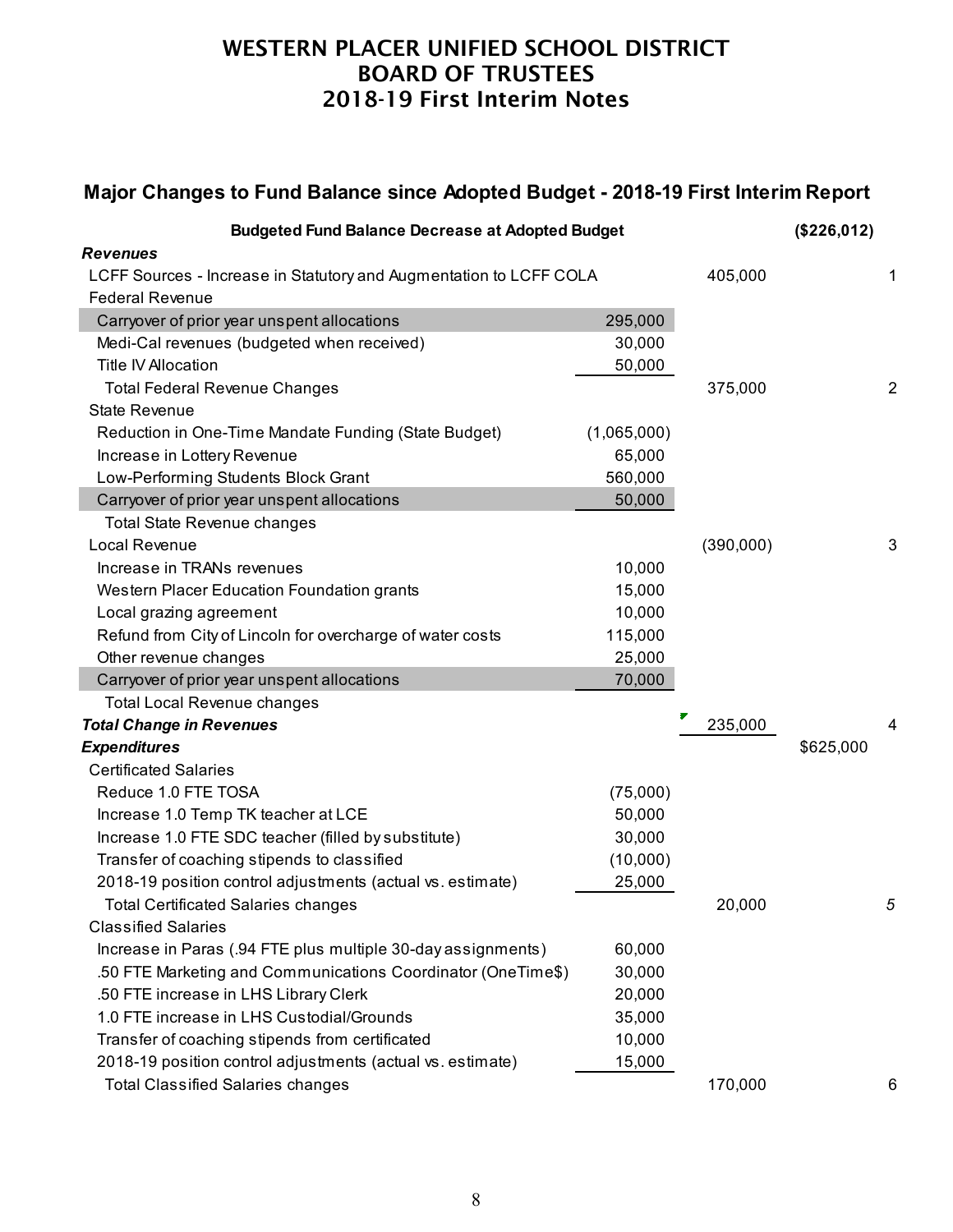# WESTERN PLACER UNIFIED SCHOOL DISTRICT
# BOARD OF TRUSTEES
# 2018-19 First Interim Notes

## Major Changes to Fund Balance since Adopted Budget - 2018-19 First Interim Report

| Item | | | | |
|---|---|---|---|---|
| **Budgeted Fund Balance Decrease at Adopted Budget** | | | **($226,012)** | |
| ***Revenues*** | | | | |
| LCFF Sources - Increase in Statutory and Augmentation to LCFF COLA | | 405,000 | | 1 |
| Federal Revenue | | | | |
| Carryover of prior year unspent allocations | 295,000 | | | |
| Medi-Cal revenues (budgeted when received) | 30,000 | | | |
| Title IV Allocation | 50,000 | | | |
| Total Federal Revenue Changes | | 375,000 | | 2 |
| State Revenue | | | | |
| Reduction in One-Time Mandate Funding (State Budget) | (1,065,000) | | | |
| Increase in Lottery Revenue | 65,000 | | | |
| Low-Performing Students Block Grant | 560,000 | | | |
| Carryover of prior year unspent allocations | 50,000 | | | |
| Total State Revenue changes | | | | |
| Local Revenue | | (390,000) | | 3 |
| Increase in TRANs revenues | 10,000 | | | |
| Western Placer Education Foundation grants | 15,000 | | | |
| Local grazing agreement | 10,000 | | | |
| Refund from City of Lincoln for overcharge of water costs | 115,000 | | | |
| Other revenue changes | 25,000 | | | |
| Carryover of prior year unspent allocations | 70,000 | | | |
| Total Local Revenue changes | | | | |
| ***Total Change in Revenues*** | | 235,000 | | 4 |
| ***Expenditures*** | | | $625,000 | |
| Certificated Salaries | | | | |
| Reduce 1.0 FTE TOSA | (75,000) | | | |
| Increase 1.0 Temp TK teacher at LCE | 50,000 | | | |
| Increase 1.0 FTE SDC teacher (filled by substitute) | 30,000 | | | |
| Transfer of coaching stipends to classified | (10,000) | | | |
| 2018-19 position control adjustments (actual vs. estimate) | 25,000 | | | |
| Total Certificated Salaries changes | | 20,000 | | *5* |
| Classified Salaries | | | | |
| Increase in Paras (.94 FTE plus multiple 30-day assignments) | 60,000 | | | |
| .50 FTE Marketing and Communications Coordinator (OneTime$) | 30,000 | | | |
| .50 FTE increase in LHS Library Clerk | 20,000 | | | |
| 1.0 FTE increase in LHS Custodial/Grounds | 35,000 | | | |
| Transfer of coaching stipends from certificated | 10,000 | | | |
| 2018-19 position control adjustments (actual vs. estimate) | 15,000 | | | |
| Total Classified Salaries changes | | 170,000 | | 6 |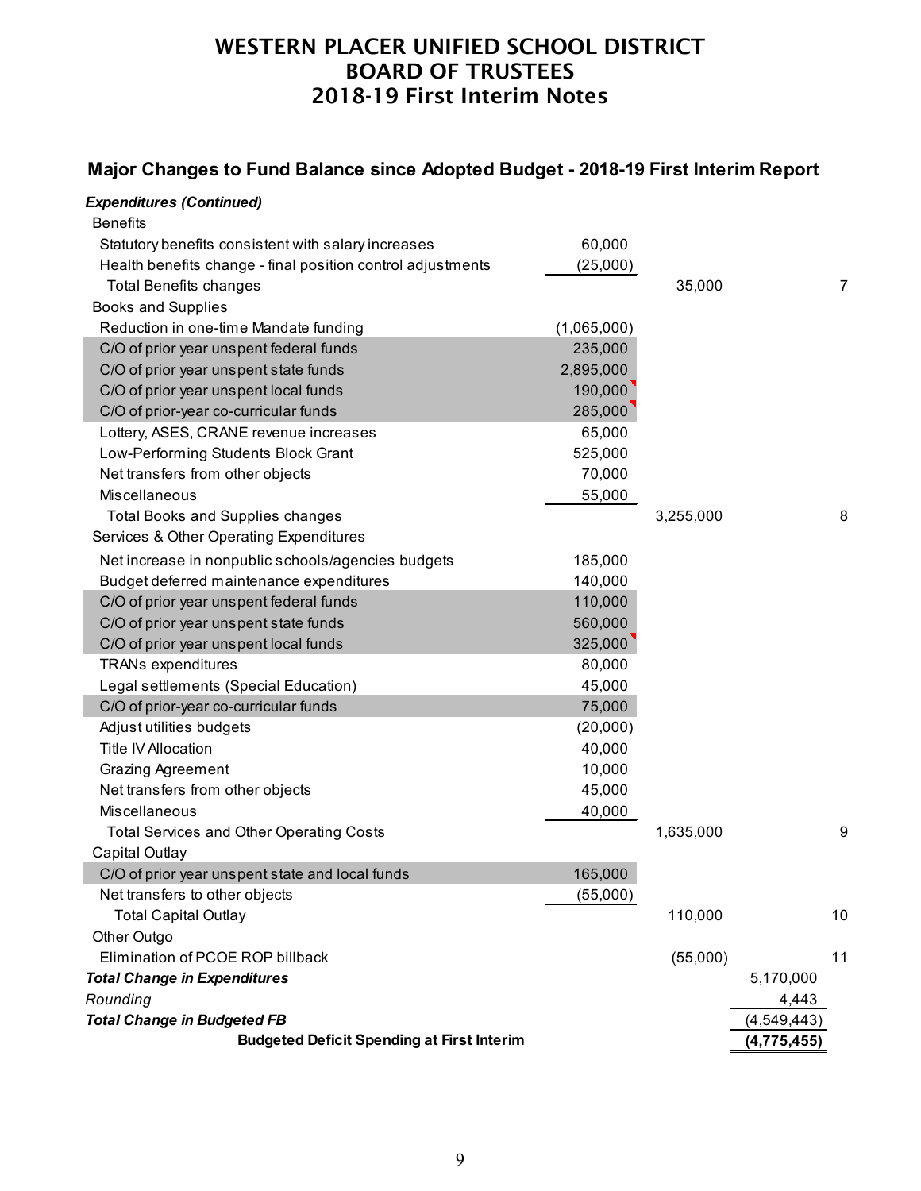# WESTERN PLACER UNIFIED SCHOOL DISTRICT
# BOARD OF TRUSTEES
# 2018-19 First Interim Notes

## Major Changes to Fund Balance since Adopted Budget - 2018-19 First Interim Report

| | | | | |
|---|---|---|---|---|
| ***Expenditures (Continued)*** | | | | |
| Benefits | | | | |
| Statutory benefits consistent with salary increases | 60,000 | | | |
| Health benefits change - final position control adjustments | (25,000) | | | |
| Total Benefits changes | | 35,000 | | 7 |
| Books and Supplies | | | | |
| Reduction in one-time Mandate funding | (1,065,000) | | | |
| C/O of prior year unspent federal funds | 235,000 | | | |
| C/O of prior year unspent state funds | 2,895,000 | | | |
| C/O of prior year unspent local funds | 190,000 | | | |
| C/O of prior-year co-curricular funds | 285,000 | | | |
| Lottery, ASES, CRANE revenue increases | 65,000 | | | |
| Low-Performing Students Block Grant | 525,000 | | | |
| Net transfers from other objects | 70,000 | | | |
| Miscellaneous | 55,000 | | | |
| Total Books and Supplies changes | | 3,255,000 | | 8 |
| Services & Other Operating Expenditures | | | | |
| Net increase in nonpublic schools/agencies budgets | 185,000 | | | |
| Budget deferred maintenance expenditures | 140,000 | | | |
| C/O of prior year unspent federal funds | 110,000 | | | |
| C/O of prior year unspent state funds | 560,000 | | | |
| C/O of prior year unspent local funds | 325,000 | | | |
| TRANs expenditures | 80,000 | | | |
| Legal settlements (Special Education) | 45,000 | | | |
| C/O of prior-year co-curricular funds | 75,000 | | | |
| Adjust utilities budgets | (20,000) | | | |
| Title IV Allocation | 40,000 | | | |
| Grazing Agreement | 10,000 | | | |
| Net transfers from other objects | 45,000 | | | |
| Miscellaneous | 40,000 | | | |
| Total Services and Other Operating Costs | | 1,635,000 | | 9 |
| Capital Outlay | | | | |
| C/O of prior year unspent state and local funds | 165,000 | | | |
| Net transfers to other objects | (55,000) | | | |
| Total Capital Outlay | | 110,000 | | 10 |
| Other Outgo | | | | |
| Elimination of PCOE ROP billback | | (55,000) | | 11 |
| ***Total Change in Expenditures*** | | | 5,170,000 | |
| *Rounding* | | | 4,443 | |
| ***Total Change in Budgeted FB*** | | | (4,549,443) | |
| **Budgeted Deficit Spending at First Interim** | | | **(4,775,455)** | |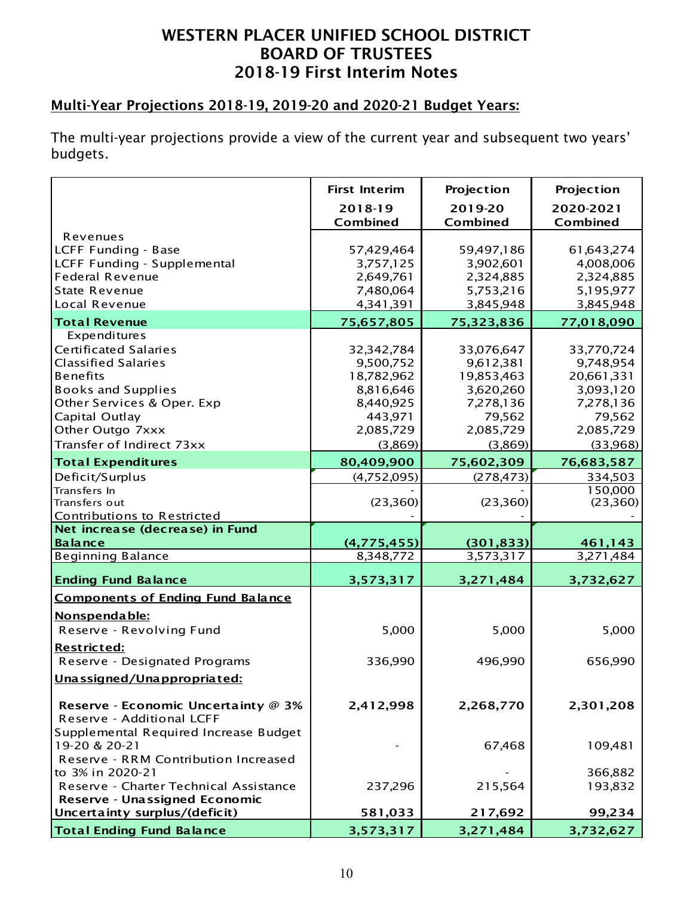# WESTERN PLACER UNIFIED SCHOOL DISTRICT
# BOARD OF TRUSTEES
# 2018-19 First Interim Notes

## Multi-Year Projections 2018-19, 2019-20 and 2020-21 Budget Years:

The multi-year projections provide a view of the current year and subsequent two years' budgets.

| | First Interim 2018-19 Combined | Projection 2019-20 Combined | Projection 2020-2021 Combined |
|---|---|---|---|
| Revenues | | | |
| LCFF Funding - Base | 57,429,464 | 59,497,186 | 61,643,274 |
| LCFF Funding - Supplemental | 3,757,125 | 3,902,601 | 4,008,006 |
| Federal Revenue | 2,649,761 | 2,324,885 | 2,324,885 |
| State Revenue | 7,480,064 | 5,753,216 | 5,195,977 |
| Local Revenue | 4,341,391 | 3,845,948 | 3,845,948 |
| **Total Revenue** | **75,657,805** | **75,323,836** | **77,018,090** |
| Expenditures | | | |
| Certificated Salaries | 32,342,784 | 33,076,647 | 33,770,724 |
| Classified Salaries | 9,500,752 | 9,612,381 | 9,748,954 |
| Benefits | 18,782,962 | 19,853,463 | 20,661,331 |
| Books and Supplies | 8,816,646 | 3,620,260 | 3,093,120 |
| Other Services & Oper. Exp | 8,440,925 | 7,278,136 | 7,278,136 |
| Capital Outlay | 443,971 | 79,562 | 79,562 |
| Other Outgo 7xxx | 2,085,729 | 2,085,729 | 2,085,729 |
| Transfer of Indirect 73xx | (3,869) | (3,869) | (33,968) |
| **Total Expenditures** | **80,409,900** | **75,602,309** | **76,683,587** |
| Deficit/Surplus | (4,752,095) | (278,473) | 334,503 |
| Transfers In | - | - | 150,000 |
| Transfers out | (23,360) | (23,360) | (23,360) |
| Contributions to Restricted | - | - | - |
| **Net increase (decrease) in Fund Balance** | **(4,775,455)** | **(301,833)** | **461,143** |
| Beginning Balance | 8,348,772 | 3,573,317 | 3,271,484 |
| **Ending Fund Balance** | **3,573,317** | **3,271,484** | **3,732,627** |
| **Components of Ending Fund Balance** | | | |
| **Nonspendable:** | | | |
| Reserve - Revolving Fund | 5,000 | 5,000 | 5,000 |
| **Restricted:** | | | |
| Reserve - Designated Programs | 336,990 | 496,990 | 656,990 |
| **Unassigned/Unappropriated:** | | | |
| **Reserve - Economic Uncertainty @ 3%** | **2,412,998** | **2,268,770** | **2,301,208** |
| Reserve - Additional LCFF Supplemental Required Increase Budget 19-20 & 20-21 | - | 67,468 | 109,481 |
| Reserve - RRM Contribution Increased to 3% in 2020-21 | | - | 366,882 |
| Reserve - Charter Technical Assistance | 237,296 | 215,564 | 193,832 |
| **Reserve - Unassigned Economic Uncertainty surplus/(deficit)** | **581,033** | **217,692** | **99,234** |
| **Total Ending Fund Balance** | **3,573,317** | **3,271,484** | **3,732,627** |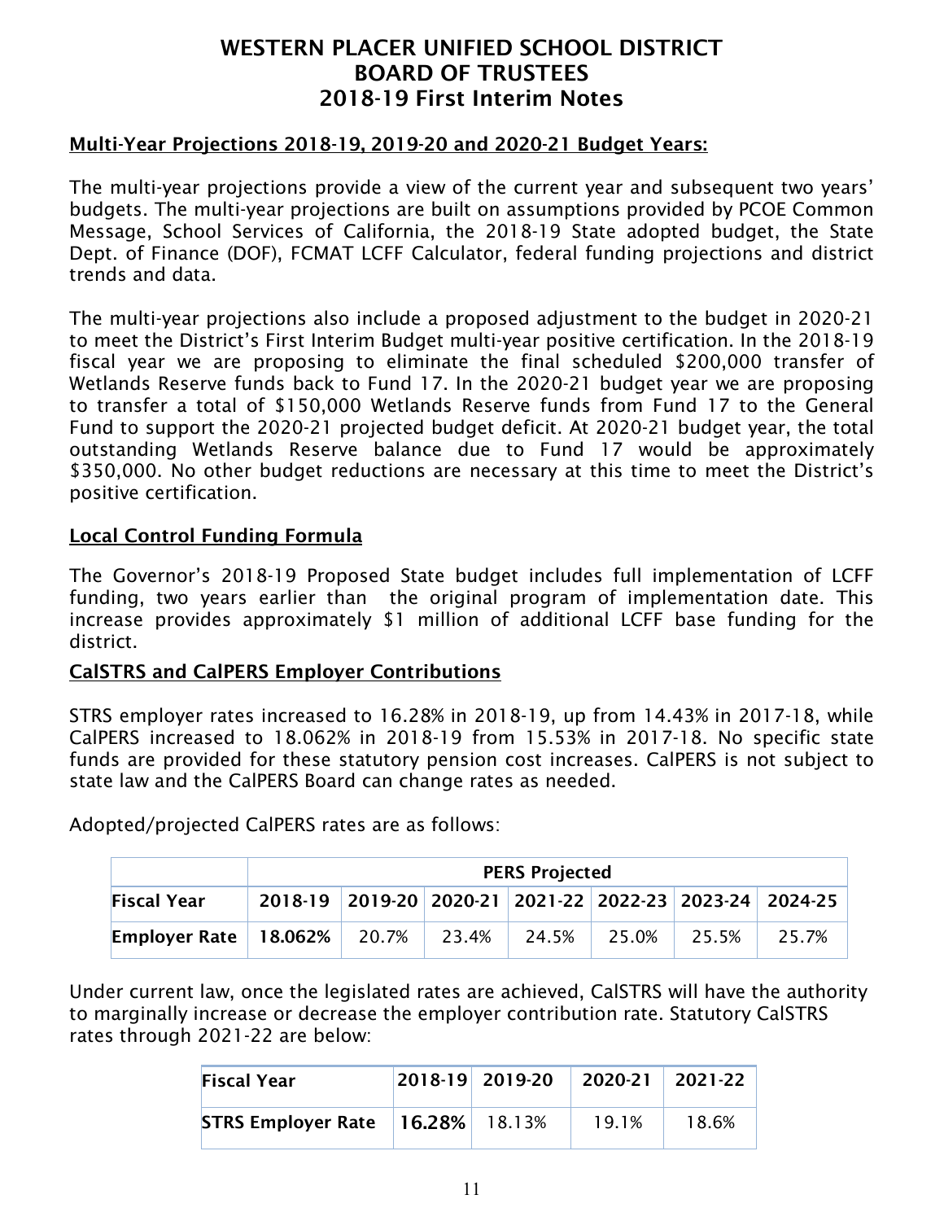# WESTERN PLACER UNIFIED SCHOOL DISTRICT
# BOARD OF TRUSTEES
# 2018-19 First Interim Notes

## Multi-Year Projections 2018-19, 2019-20 and 2020-21 Budget Years:

The multi-year projections provide a view of the current year and subsequent two years' budgets. The multi-year projections are built on assumptions provided by PCOE Common Message, School Services of California, the 2018-19 State adopted budget, the State Dept. of Finance (DOF), FCMAT LCFF Calculator, federal funding projections and district trends and data.

The multi-year projections also include a proposed adjustment to the budget in 2020-21 to meet the District's First Interim Budget multi-year positive certification. In the 2018-19 fiscal year we are proposing to eliminate the final scheduled $200,000 transfer of Wetlands Reserve funds back to Fund 17. In the 2020-21 budget year we are proposing to transfer a total of $150,000 Wetlands Reserve funds from Fund 17 to the General Fund to support the 2020-21 projected budget deficit. At 2020-21 budget year, the total outstanding Wetlands Reserve balance due to Fund 17 would be approximately $350,000. No other budget reductions are necessary at this time to meet the District's positive certification.

## Local Control Funding Formula

The Governor's 2018-19 Proposed State budget includes full implementation of LCFF funding, two years earlier than the original program of implementation date. This increase provides approximately $1 million of additional LCFF base funding for the district.

## CalSTRS and CalPERS Employer Contributions

STRS employer rates increased to 16.28% in 2018-19, up from 14.43% in 2017-18, while CalPERS increased to 18.062% in 2018-19 from 15.53% in 2017-18. No specific state funds are provided for these statutory pension cost increases. CalPERS is not subject to state law and the CalPERS Board can change rates as needed.

Adopted/projected CalPERS rates are as follows:

| | PERS Projected | | | | | | |
|---|---|---|---|---|---|---|---|
| **Fiscal Year** | **2018-19** | **2019-20** | **2020-21** | **2021-22** | **2022-23** | **2023-24** | **2024-25** |
| **Employer Rate** | **18.062%** | 20.7% | 23.4% | 24.5% | 25.0% | 25.5% | 25.7% |

Under current law, once the legislated rates are achieved, CalSTRS will have the authority to marginally increase or decrease the employer contribution rate. Statutory CalSTRS rates through 2021-22 are below:

| **Fiscal Year** | **2018-19** | **2019-20** | **2020-21** | **2021-22** |
|---|---|---|---|---|
| **STRS Employer Rate** | **16.28%** | 18.13% | 19.1% | 18.6% |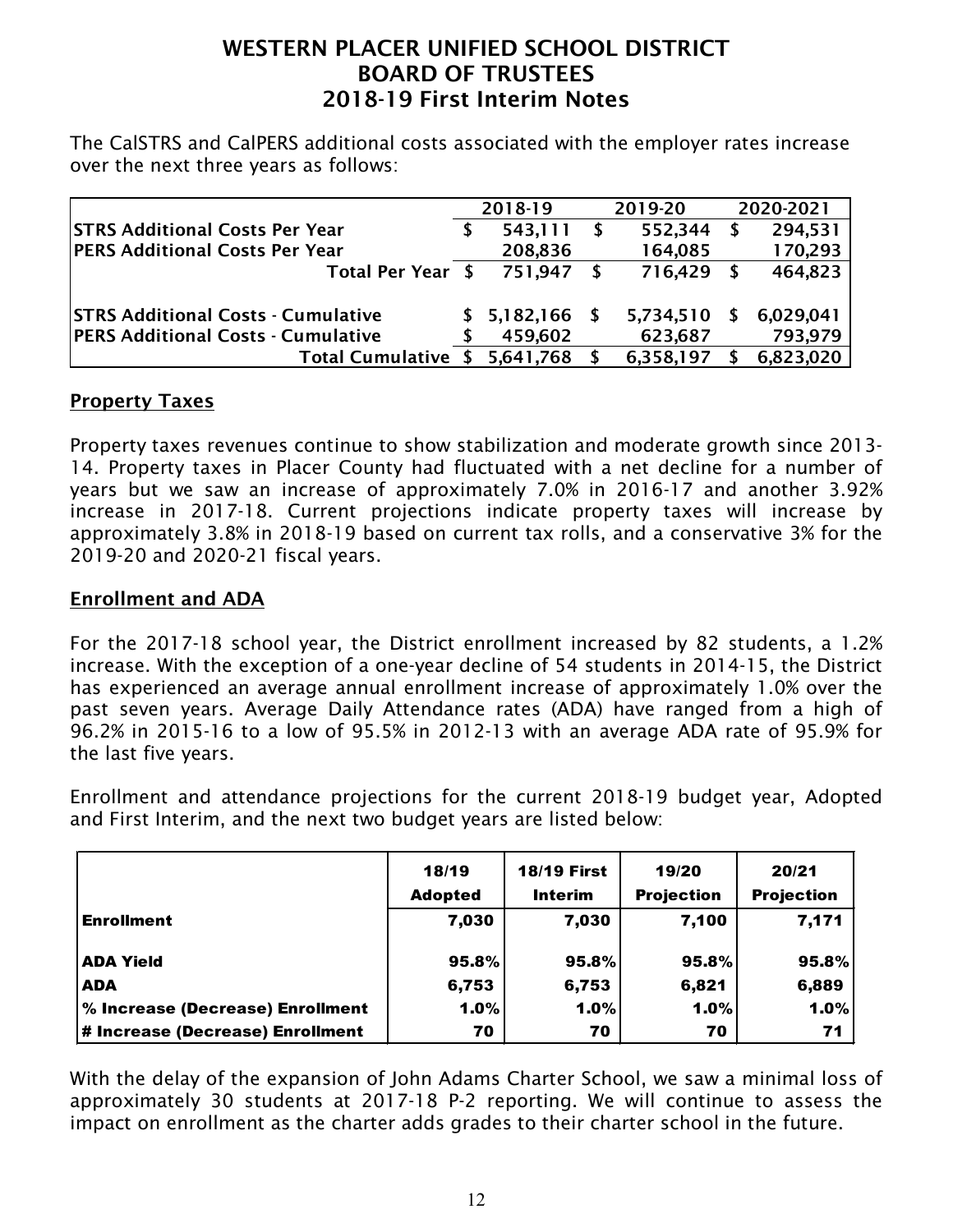# WESTERN PLACER UNIFIED SCHOOL DISTRICT
## BOARD OF TRUSTEES
## 2018-19 First Interim Notes

The CalSTRS and CalPERS additional costs associated with the employer rates increase over the next three years as follows:

| | 2018-19 | 2019-20 | 2020-2021 |
|---|---|---|---|
| **STRS Additional Costs Per Year** | $ 543,111 | $ 552,344 | $ 294,531 |
| **PERS Additional Costs Per Year** | 208,836 | 164,085 | 170,293 |
| **Total Per Year** | $ 751,947 | $ 716,429 | $ 464,823 |
| | | | |
| **STRS Additional Costs - Cumulative** | $ 5,182,166 | $ 5,734,510 | $ 6,029,041 |
| **PERS Additional Costs - Cumulative** | $ 459,602 | 623,687 | 793,979 |
| **Total Cumulative** | $ 5,641,768 | $ 6,358,197 | $ 6,823,020 |

### Property Taxes

Property taxes revenues continue to show stabilization and moderate growth since 2013-14. Property taxes in Placer County had fluctuated with a net decline for a number of years but we saw an increase of approximately 7.0% in 2016-17 and another 3.92% increase in 2017-18. Current projections indicate property taxes will increase by approximately 3.8% in 2018-19 based on current tax rolls, and a conservative 3% for the 2019-20 and 2020-21 fiscal years.

### Enrollment and ADA

For the 2017-18 school year, the District enrollment increased by 82 students, a 1.2% increase. With the exception of a one-year decline of 54 students in 2014-15, the District has experienced an average annual enrollment increase of approximately 1.0% over the past seven years. Average Daily Attendance rates (ADA) have ranged from a high of 96.2% in 2015-16 to a low of 95.5% in 2012-13 with an average ADA rate of 95.9% for the last five years.

Enrollment and attendance projections for the current 2018-19 budget year, Adopted and First Interim, and the next two budget years are listed below:

| | 18/19 Adopted | 18/19 First Interim | 19/20 Projection | 20/21 Projection |
|---|---|---|---|---|
| **Enrollment** | 7,030 | 7,030 | 7,100 | 7,171 |
| | | | | |
| **ADA Yield** | 95.8% | 95.8% | 95.8% | 95.8% |
| **ADA** | 6,753 | 6,753 | 6,821 | 6,889 |
| **% Increase (Decrease) Enrollment** | 1.0% | 1.0% | 1.0% | 1.0% |
| **# Increase (Decrease) Enrollment** | 70 | 70 | 70 | 71 |

With the delay of the expansion of John Adams Charter School, we saw a minimal loss of approximately 30 students at 2017-18 P-2 reporting. We will continue to assess the impact on enrollment as the charter adds grades to their charter school in the future.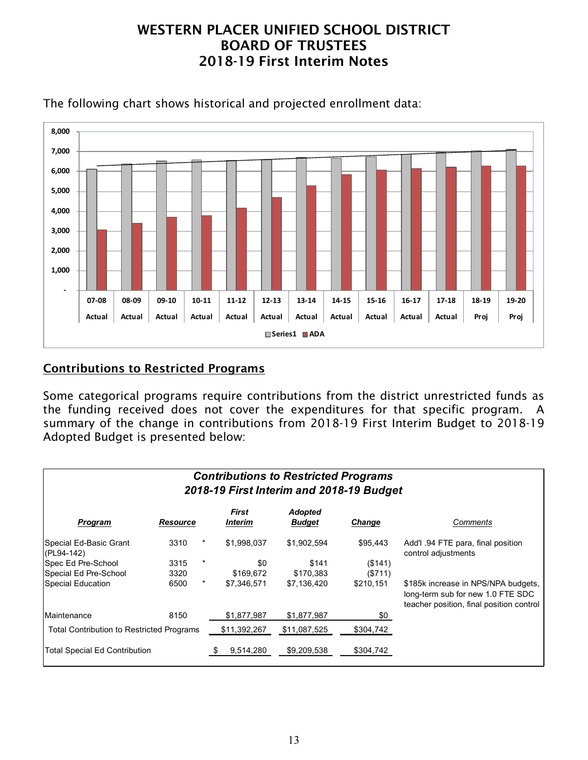# WESTERN PLACER UNIFIED SCHOOL DISTRICT
# BOARD OF TRUSTEES
# 2018-19 First Interim Notes

The following chart shows historical and projected enrollment data:

## Contributions to Restricted Programs

Some categorical programs require contributions from the district unrestricted funds as the funding received does not cover the expenditures for that specific program. A summary of the change in contributions from 2018-19 First Interim Budget to 2018-19 Adopted Budget is presented below:

**Contributions to Restricted Programs**
**2018-19 First Interim and 2018-19 Budget**

| Program | Resource | | First Interim | Adopted Budget | Change | Comments |
|---|---|---|---|---|---|---|
| Special Ed-Basic Grant (PL94-142) | 3310 | * | $1,998,037 | $1,902,594 | $95,443 | Add'l .94 FTE para, final position control adjustments |
| Spec Ed Pre-School | 3315 | * | $0 | $141 | ($141) | |
| Special Ed Pre-School | 3320 | | $169,672 | $170,383 | ($711) | |
| Special Education | 6500 | * | $7,346,571 | $7,136,420 | $210,151 | $185k increase in NPS/NPA budgets, long-term sub for new 1.0 FTE SDC teacher position, final position control |
| Maintenance | 8150 | | $1,877,987 | $1,877,987 | $0 | |
| Total Contribution to Restricted Programs | | | $11,392,267 | $11,087,525 | $304,742 | |
| Total Special Ed Contribution | | | $ 9,514,280 | $9,209,538 | $304,742 | |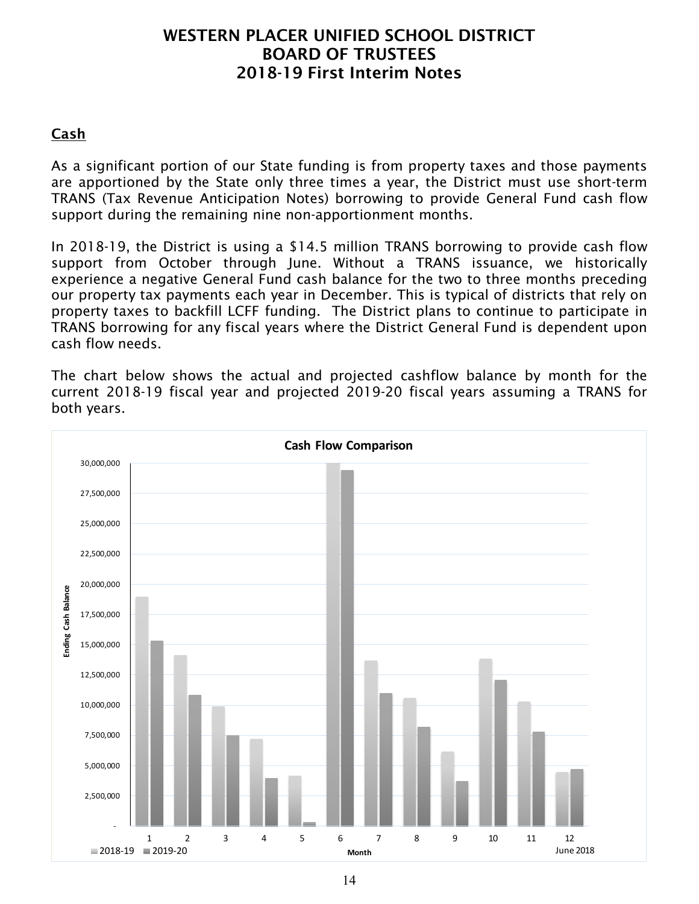# WESTERN PLACER UNIFIED SCHOOL DISTRICT
# BOARD OF TRUSTEES
# 2018-19 First Interim Notes

## **Cash**

As a significant portion of our State funding is from property taxes and those payments are apportioned by the State only three times a year, the District must use short-term TRANS (Tax Revenue Anticipation Notes) borrowing to provide General Fund cash flow support during the remaining nine non-apportionment months.

In 2018-19, the District is using a $14.5 million TRANS borrowing to provide cash flow support from October through June. Without a TRANS issuance, we historically experience a negative General Fund cash balance for the two to three months preceding our property tax payments each year in December. This is typical of districts that rely on property taxes to backfill LCFF funding. The District plans to continue to participate in TRANS borrowing for any fiscal years where the District General Fund is dependent upon cash flow needs.

The chart below shows the actual and projected cashflow balance by month for the current 2018-19 fiscal year and projected 2019-20 fiscal years assuming a TRANS for both years.

**Cash Flow Comparison**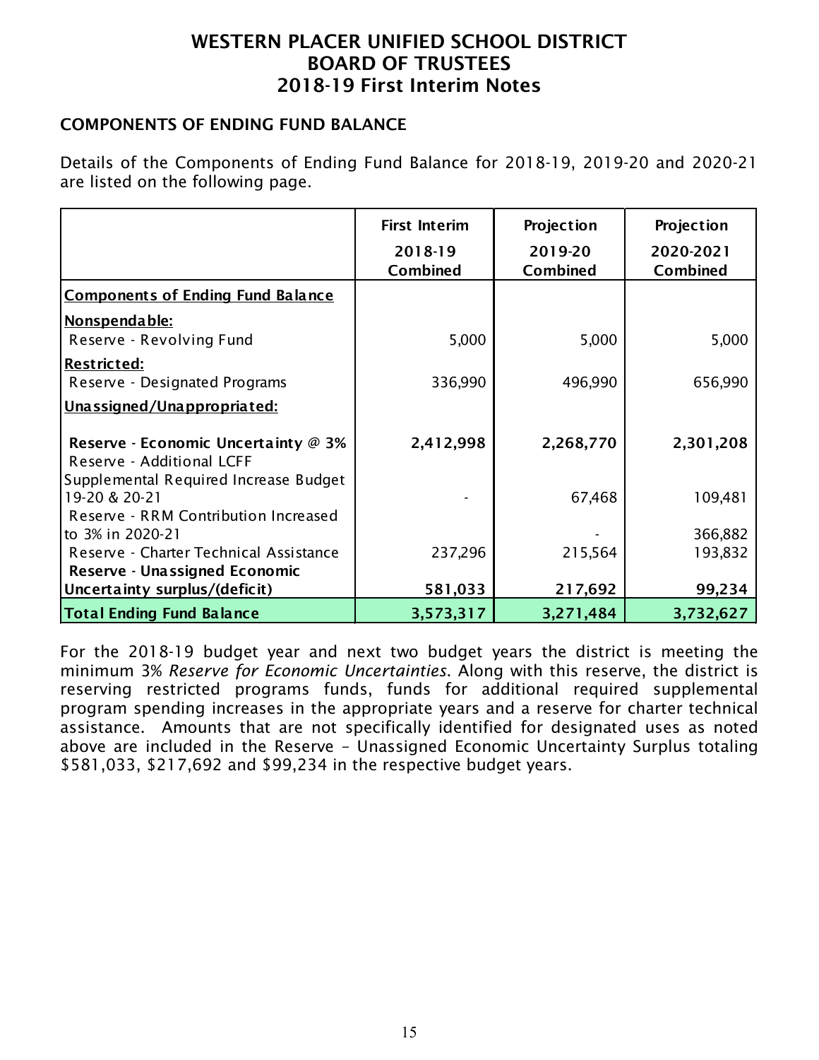# WESTERN PLACER UNIFIED SCHOOL DISTRICT
# BOARD OF TRUSTEES
# 2018-19 First Interim Notes

## COMPONENTS OF ENDING FUND BALANCE

Details of the Components of Ending Fund Balance for 2018-19, 2019-20 and 2020-21 are listed on the following page.

| | First Interim 2018-19 Combined | Projection 2019-20 Combined | Projection 2020-2021 Combined |
|---|---|---|---|
| **Components of Ending Fund Balance** | | | |
| **Nonspendable:** | | | |
| Reserve - Revolving Fund | 5,000 | 5,000 | 5,000 |
| **Restricted:** | | | |
| Reserve - Designated Programs | 336,990 | 496,990 | 656,990 |
| **Unassigned/Unappropriated:** | | | |
| **Reserve - Economic Uncertainty @ 3%** | **2,412,998** | **2,268,770** | **2,301,208** |
| Reserve - Additional LCFF Supplemental Required Increase Budget 19-20 & 20-21 | - | 67,468 | 109,481 |
| Reserve - RRM Contribution Increased to 3% in 2020-21 | | - | 366,882 |
| Reserve - Charter Technical Assistance | 237,296 | 215,564 | 193,832 |
| **Reserve - Unassigned Economic Uncertainty surplus/(deficit)** | **581,033** | **217,692** | **99,234** |
| **Total Ending Fund Balance** | **3,573,317** | **3,271,484** | **3,732,627** |

For the 2018-19 budget year and next two budget years the district is meeting the minimum 3% *Reserve for Economic Uncertainties*. Along with this reserve, the district is reserving restricted programs funds, funds for additional required supplemental program spending increases in the appropriate years and a reserve for charter technical assistance. Amounts that are not specifically identified for designated uses as noted above are included in the Reserve – Unassigned Economic Uncertainty Surplus totaling $581,033, $217,692 and $99,234 in the respective budget years.